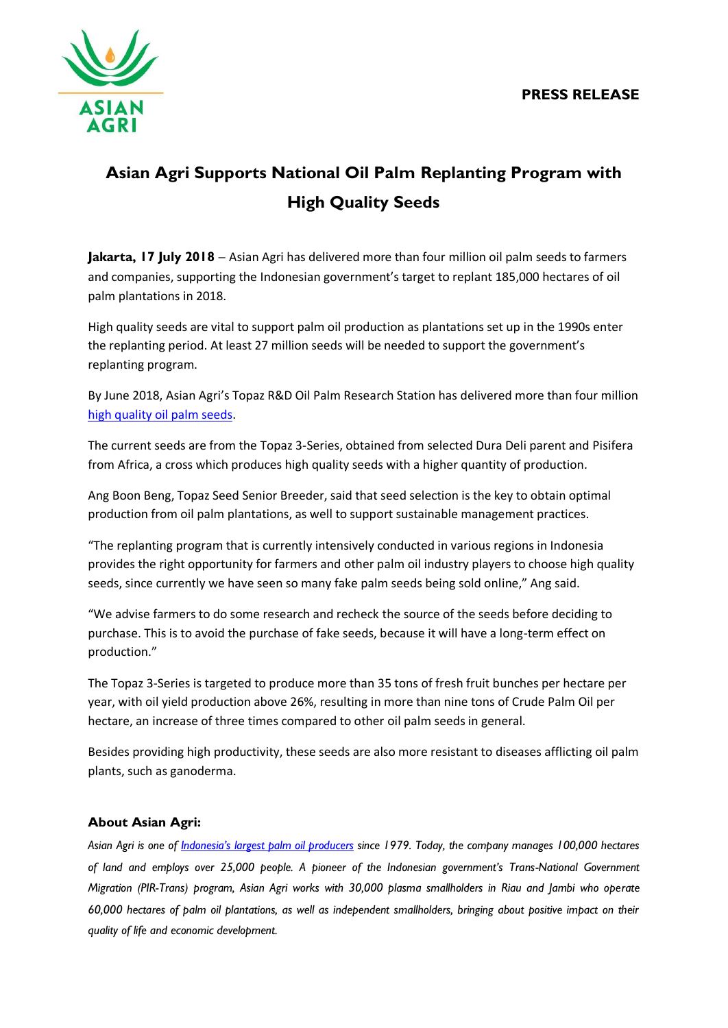**PRESS RELEASE**

# Asian Agri Supports National Oil Palm Replanting Program with High Quality Seeds

**Jakarta, 17 July 2018** – Asian Agri has delivered more than four million oil palm seeds to farmers and companies, supporting the Indonesian government's target to replant 185,000 hectares of oil palm plantations in 2018.

High quality seeds are vital to support palm oil production as plantations set up in the 1990s enter the replanting period. At least 27 million seeds will be needed to support the government's replanting program.

By June 2018, Asian Agri's Topaz R&D Oil Palm Research Station has delivered more than four million high quality oil palm seeds.

The current seeds are from the Topaz 3-Series, obtained from selected Dura Deli parent and Pisifera from Africa, a cross which produces high quality seeds with a higher quantity of production.

Ang Boon Beng, Topaz Seed Senior Breeder, said that seed selection is the key to obtain optimal production from oil palm plantations, as well to support sustainable management practices.

"The replanting program that is currently intensively conducted in various regions in Indonesia provides the right opportunity for farmers and other palm oil industry players to choose high quality seeds, since currently we have seen so many fake palm seeds being sold online," Ang said.

"We advise farmers to do some research and recheck the source of the seeds before deciding to purchase. This is to avoid the purchase of fake seeds, because it will have a long-term effect on production."

The Topaz 3-Series is targeted to produce more than 35 tons of fresh fruit bunches per hectare per year, with oil yield production above 26%, resulting in more than nine tons of Crude Palm Oil per hectare, an increase of three times compared to other oil palm seeds in general.

Besides providing high productivity, these seeds are also more resistant to diseases afflicting oil palm plants, such as ganoderma.

## About Asian Agri:

*Asian Agri is one of Indonesia's largest palm oil producers since 1979. Today, the company manages 100,000 hectares of land and employs over 25,000 people. A pioneer of the Indonesian government's Trans-National Government Migration (PIR-Trans) program, Asian Agri works with 30,000 plasma smallholders in Riau and Jambi who operate 60,000 hectares of palm oil plantations, as well as independent smallholders, bringing about positive impact on their quality of life and economic development.*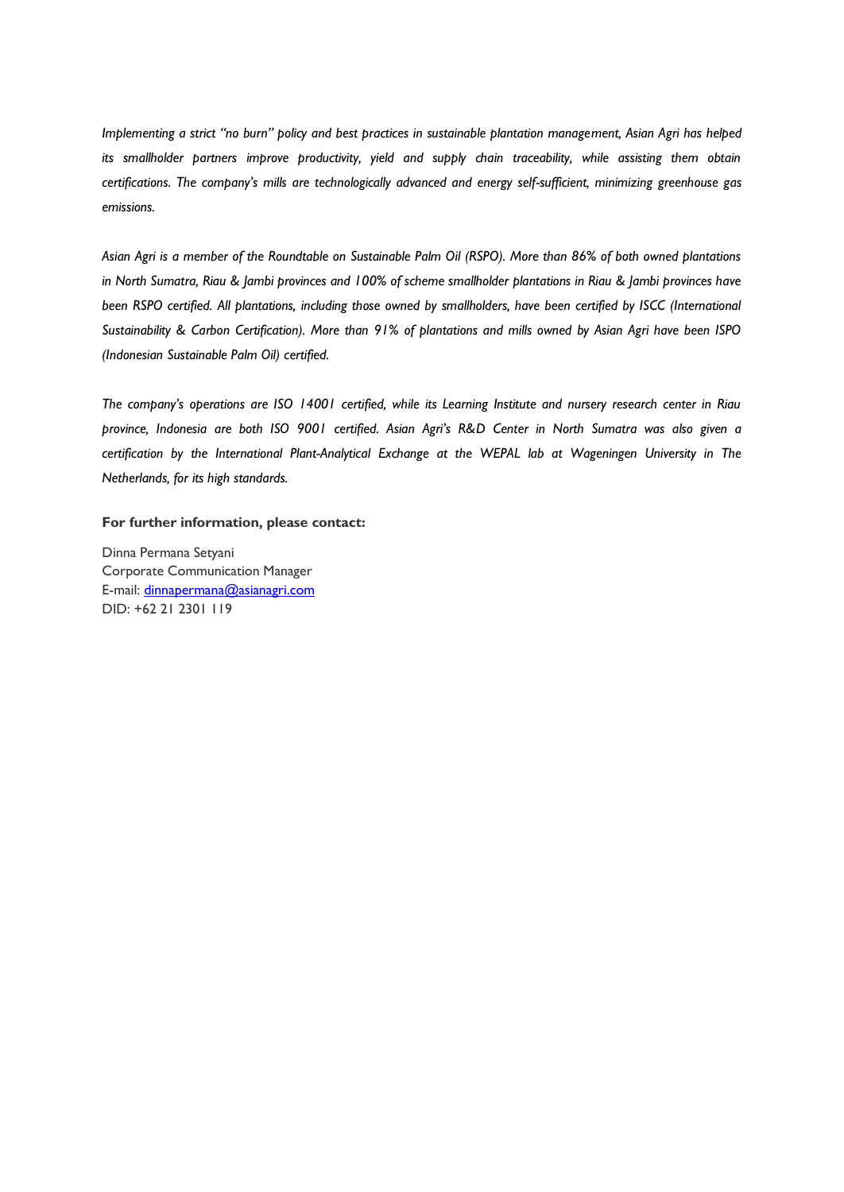*Implementing a strict "no burn" policy and best practices in sustainable plantation management, Asian Agri has helped its smallholder partners improve productivity, yield and supply chain traceability, while assisting them obtain certifications. The company's mills are technologically advanced and energy self-sufficient, minimizing greenhouse gas emissions.*

*Asian Agri is a member of the Roundtable on Sustainable Palm Oil (RSPO). More than 86% of both owned plantations in North Sumatra, Riau & Jambi provinces and 100% of scheme smallholder plantations in Riau & Jambi provinces have been RSPO certified. All plantations, including those owned by smallholders, have been certified by ISCC (International Sustainability & Carbon Certification). More than 91% of plantations and mills owned by Asian Agri have been ISPO (Indonesian Sustainable Palm Oil) certified.*

*The company's operations are ISO 14001 certified, while its Learning Institute and nursery research center in Riau province, Indonesia are both ISO 9001 certified. Asian Agri's R&D Center in North Sumatra was also given a certification by the International Plant-Analytical Exchange at the WEPAL lab at Wageningen University in The Netherlands, for its high standards.*

**For further information, please contact:**

Dinna Permana Setyani
Corporate Communication Manager
E-mail: dinnapermana@asianagri.com
DID: +62 21 2301 119